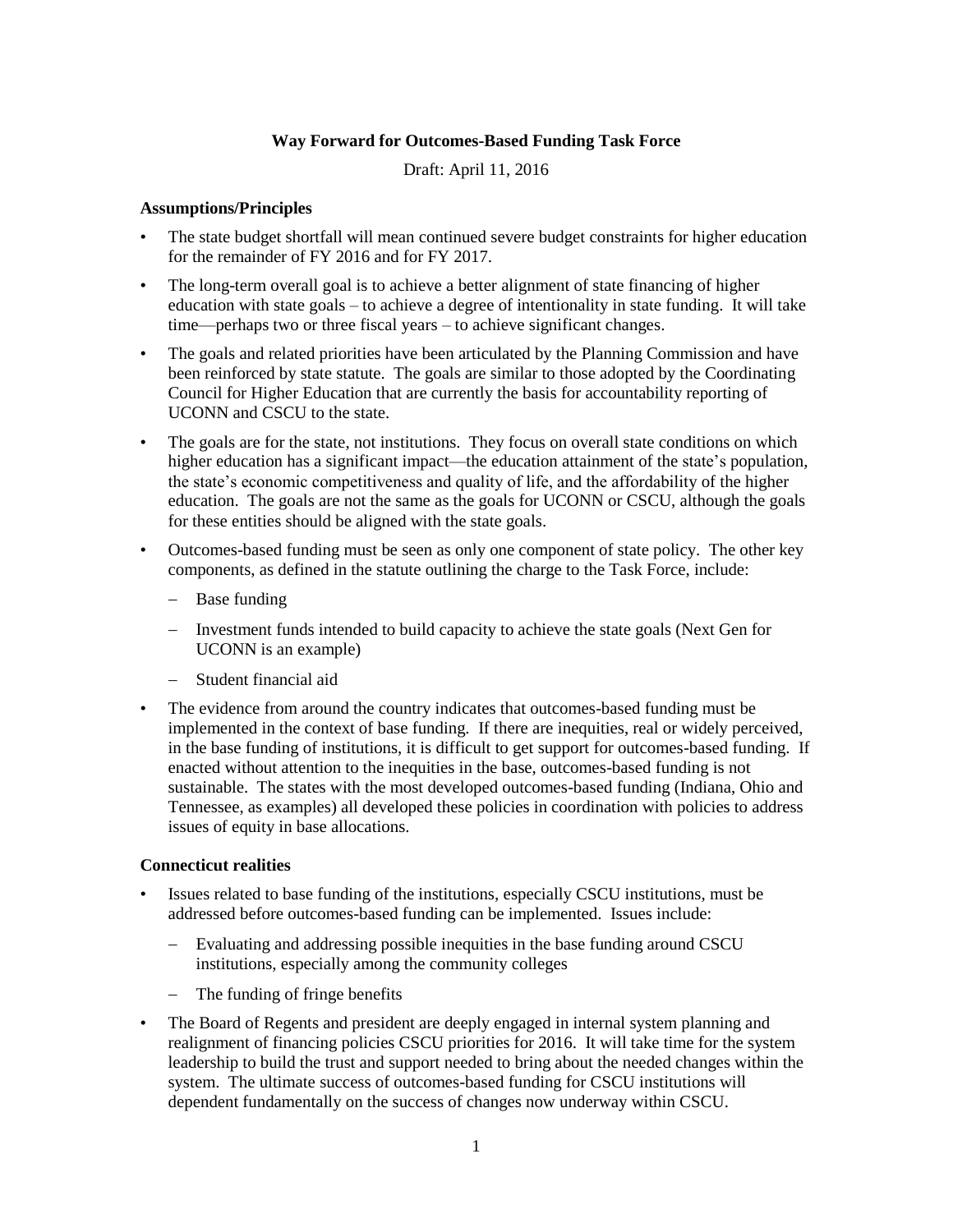**Way Forward for Outcomes-Based Funding Task Force**

Draft: April 11, 2016

**Assumptions/Principles**

- The state budget shortfall will mean continued severe budget constraints for higher education for the remainder of FY 2016 and for FY 2017.
- The long-term overall goal is to achieve a better alignment of state financing of higher education with state goals – to achieve a degree of intentionality in state funding. It will take time—perhaps two or three fiscal years – to achieve significant changes.
- The goals and related priorities have been articulated by the Planning Commission and have been reinforced by state statute. The goals are similar to those adopted by the Coordinating Council for Higher Education that are currently the basis for accountability reporting of UCONN and CSCU to the state.
- The goals are for the state, not institutions. They focus on overall state conditions on which higher education has a significant impact—the education attainment of the state's population, the state's economic competitiveness and quality of life, and the affordability of the higher education. The goals are not the same as the goals for UCONN or CSCU, although the goals for these entities should be aligned with the state goals.
- Outcomes-based funding must be seen as only one component of state policy. The other key components, as defined in the statute outlining the charge to the Task Force, include:
  - Base funding
  - Investment funds intended to build capacity to achieve the state goals (Next Gen for UCONN is an example)
  - Student financial aid
- The evidence from around the country indicates that outcomes-based funding must be implemented in the context of base funding. If there are inequities, real or widely perceived, in the base funding of institutions, it is difficult to get support for outcomes-based funding. If enacted without attention to the inequities in the base, outcomes-based funding is not sustainable. The states with the most developed outcomes-based funding (Indiana, Ohio and Tennessee, as examples) all developed these policies in coordination with policies to address issues of equity in base allocations.

**Connecticut realities**

- Issues related to base funding of the institutions, especially CSCU institutions, must be addressed before outcomes-based funding can be implemented. Issues include:
  - Evaluating and addressing possible inequities in the base funding around CSCU institutions, especially among the community colleges
  - The funding of fringe benefits
- The Board of Regents and president are deeply engaged in internal system planning and realignment of financing policies CSCU priorities for 2016. It will take time for the system leadership to build the trust and support needed to bring about the needed changes within the system. The ultimate success of outcomes-based funding for CSCU institutions will dependent fundamentally on the success of changes now underway within CSCU.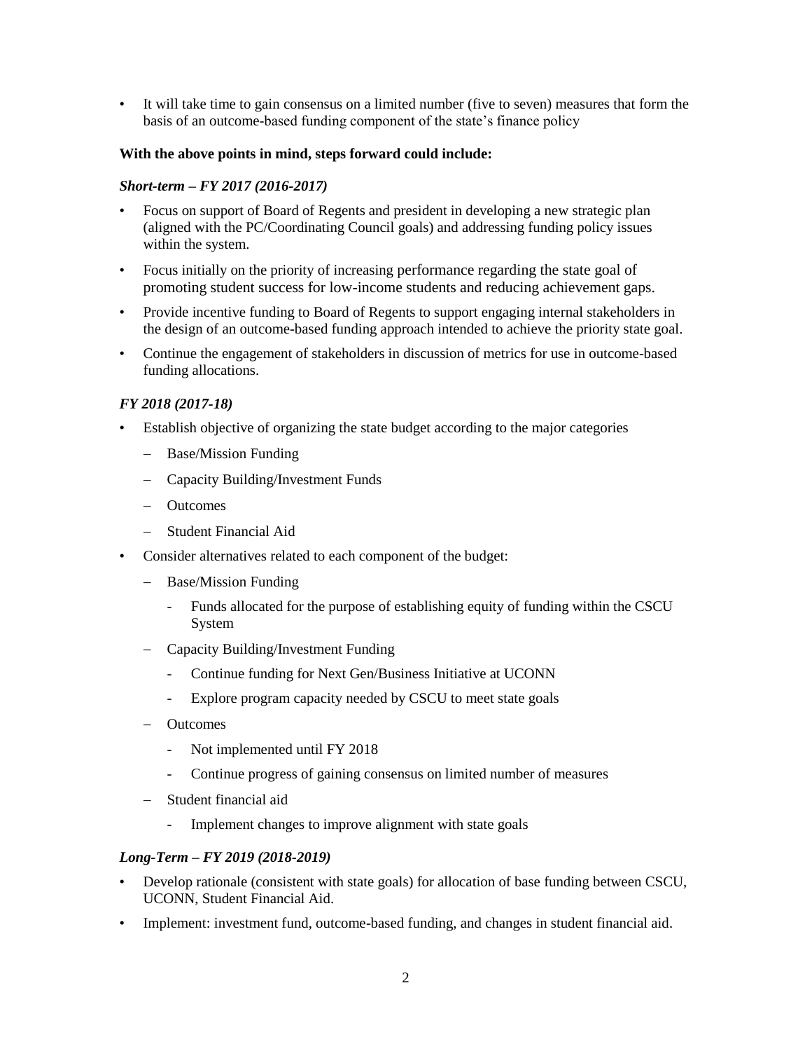- It will take time to gain consensus on a limited number (five to seven) measures that form the basis of an outcome-based funding component of the state's finance policy

**With the above points in mind, steps forward could include:**

***Short-term – FY 2017 (2016-2017)***

- Focus on support of Board of Regents and president in developing a new strategic plan (aligned with the PC/Coordinating Council goals) and addressing funding policy issues within the system.
- Focus initially on the priority of increasing performance regarding the state goal of promoting student success for low-income students and reducing achievement gaps.
- Provide incentive funding to Board of Regents to support engaging internal stakeholders in the design of an outcome-based funding approach intended to achieve the priority state goal.
- Continue the engagement of stakeholders in discussion of metrics for use in outcome-based funding allocations.

***FY 2018 (2017-18)***

- Establish objective of organizing the state budget according to the major categories
  - Base/Mission Funding
  - Capacity Building/Investment Funds
  - Outcomes
  - Student Financial Aid
- Consider alternatives related to each component of the budget:
  - Base/Mission Funding
    - Funds allocated for the purpose of establishing equity of funding within the CSCU System
  - Capacity Building/Investment Funding
    - Continue funding for Next Gen/Business Initiative at UCONN
    - Explore program capacity needed by CSCU to meet state goals
  - Outcomes
    - Not implemented until FY 2018
    - Continue progress of gaining consensus on limited number of measures
  - Student financial aid
    - Implement changes to improve alignment with state goals

***Long-Term – FY 2019 (2018-2019)***

- Develop rationale (consistent with state goals) for allocation of base funding between CSCU, UCONN, Student Financial Aid.
- Implement: investment fund, outcome-based funding, and changes in student financial aid.